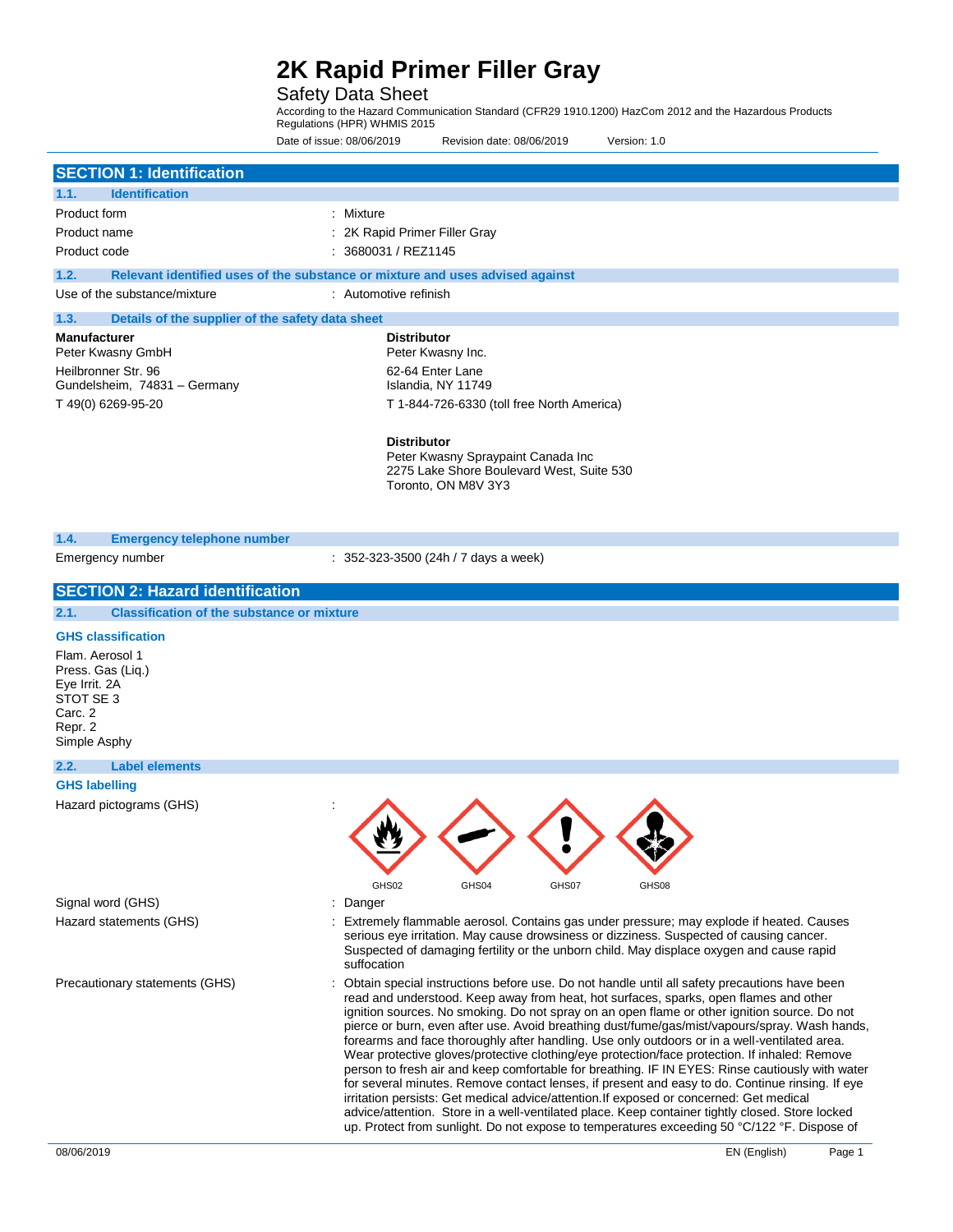# 2K Rapid Primer Filler Gray

Safety Data Sheet

According to the Hazard Communication Standard (CFR29 1910.1200) HazCom 2012 and the Hazardous Products Regulations (HPR) WHMIS 2015

Date of issue: 08/06/2019 Revision date: 08/06/2019 Version: 1.0

## SECTION 1: Identification

### 1.1. Identification

| | |
|---|---|
| Product form | : Mixture |
| Product name | : 2K Rapid Primer Filler Gray |
| Product code | : 3680031 / REZ1145 |

### 1.2. Relevant identified uses of the substance or mixture and uses advised against

| | |
|---|---|
| Use of the substance/mixture | : Automotive refinish |

### 1.3. Details of the supplier of the safety data sheet

**Manufacturer**
Peter Kwasny GmbH
Heilbronner Str. 96
Gundelsheim, 74831 – Germany
T 49(0) 6269-95-20

**Distributor**
Peter Kwasny Inc.
62-64 Enter Lane
Islandia, NY 11749
T 1-844-726-6330 (toll free North America)

**Distributor**
Peter Kwasny Spraypaint Canada Inc
2275 Lake Shore Boulevard West, Suite 530
Toronto, ON M8V 3Y3

### 1.4. Emergency telephone number

| | |
|---|---|
| Emergency number | : 352-323-3500 (24h / 7 days a week) |

## SECTION 2: Hazard identification

### 2.1. Classification of the substance or mixture

**GHS classification**

Flam. Aerosol 1
Press. Gas (Liq.)
Eye Irrit. 2A
STOT SE 3
Carc. 2
Repr. 2
Simple Asphy

### 2.2. Label elements

**GHS labelling**

Hazard pictograms (GHS) : GHS02 GHS04 GHS07 GHS08

Signal word (GHS) : Danger

Hazard statements (GHS) : Extremely flammable aerosol. Contains gas under pressure; may explode if heated. Causes serious eye irritation. May cause drowsiness or dizziness. Suspected of causing cancer. Suspected of damaging fertility or the unborn child. May displace oxygen and cause rapid suffocation

Precautionary statements (GHS) : Obtain special instructions before use. Do not handle until all safety precautions have been read and understood. Keep away from heat, hot surfaces, sparks, open flames and other ignition sources. No smoking. Do not spray on an open flame or other ignition source. Do not pierce or burn, even after use. Avoid breathing dust/fume/gas/mist/vapours/spray. Wash hands, forearms and face thoroughly after handling. Use only outdoors or in a well-ventilated area. Wear protective gloves/protective clothing/eye protection/face protection. If inhaled: Remove person to fresh air and keep comfortable for breathing. IF IN EYES: Rinse cautiously with water for several minutes. Remove contact lenses, if present and easy to do. Continue rinsing. If eye irritation persists: Get medical advice/attention.If exposed or concerned: Get medical advice/attention. Store in a well-ventilated place. Keep container tightly closed. Store locked up. Protect from sunlight. Do not expose to temperatures exceeding 50 °C/122 °F. Dispose of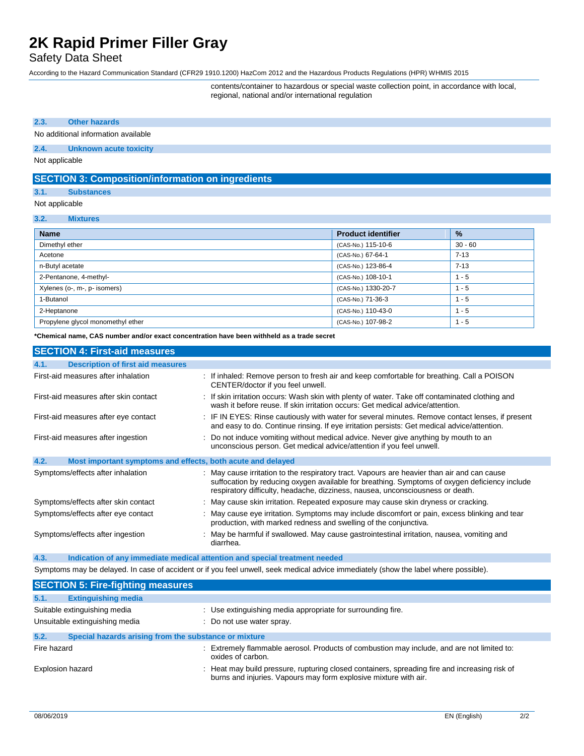contents/container to hazardous or special waste collection point, in accordance with local, regional, national and/or international regulation

### 2.3. Other hazards

No additional information available

### 2.4. Unknown acute toxicity

Not applicable

## SECTION 3: Composition/information on ingredients

### 3.1. Substances

Not applicable

### 3.2. Mixtures

| Name | Product identifier | % |
|---|---|---|
| Dimethyl ether | (CAS-No.) 115-10-6 | 30 - 60 |
| Acetone | (CAS-No.) 67-64-1 | 7-13 |
| n-Butyl acetate | (CAS-No.) 123-86-4 | 7-13 |
| 2-Pentanone, 4-methyl- | (CAS-No.) 108-10-1 | 1 - 5 |
| Xylenes (o-, m-, p- isomers) | (CAS-No.) 1330-20-7 | 1 - 5 |
| 1-Butanol | (CAS-No.) 71-36-3 | 1 - 5 |
| 2-Heptanone | (CAS-No.) 110-43-0 | 1 - 5 |
| Propylene glycol monomethyl ether | (CAS-No.) 107-98-2 | 1 - 5 |

***Chemical name, CAS number and/or exact concentration have been withheld as a trade secret**

## SECTION 4: First-aid measures

### 4.1. Description of first aid measures

First-aid measures after inhalation : If inhaled: Remove person to fresh air and keep comfortable for breathing. Call a POISON CENTER/doctor if you feel unwell.

First-aid measures after skin contact : If skin irritation occurs: Wash skin with plenty of water. Take off contaminated clothing and wash it before reuse. If skin irritation occurs: Get medical advice/attention.

First-aid measures after eye contact : IF IN EYES: Rinse cautiously with water for several minutes. Remove contact lenses, if present and easy to do. Continue rinsing. If eye irritation persists: Get medical advice/attention.

First-aid measures after ingestion : Do not induce vomiting without medical advice. Never give anything by mouth to an unconscious person. Get medical advice/attention if you feel unwell.

### 4.2. Most important symptoms and effects, both acute and delayed

Symptoms/effects after inhalation : May cause irritation to the respiratory tract. Vapours are heavier than air and can cause suffocation by reducing oxygen available for breathing. Symptoms of oxygen deficiency include respiratory difficulty, headache, dizziness, nausea, unconsciousness or death.

Symptoms/effects after skin contact : May cause skin irritation. Repeated exposure may cause skin dryness or cracking.

Symptoms/effects after eye contact : May cause eye irritation. Symptoms may include discomfort or pain, excess blinking and tear production, with marked redness and swelling of the conjunctiva.

Symptoms/effects after ingestion : May be harmful if swallowed. May cause gastrointestinal irritation, nausea, vomiting and diarrhea.

### 4.3. Indication of any immediate medical attention and special treatment needed

Symptoms may be delayed. In case of accident or if you feel unwell, seek medical advice immediately (show the label where possible).

## SECTION 5: Fire-fighting measures

### 5.1. Extinguishing media

Suitable extinguishing media : Use extinguishing media appropriate for surrounding fire.

Unsuitable extinguishing media : Do not use water spray.

### 5.2. Special hazards arising from the substance or mixture

Fire hazard : Extremely flammable aerosol. Products of combustion may include, and are not limited to: oxides of carbon.

Explosion hazard : Heat may build pressure, rupturing closed containers, spreading fire and increasing risk of burns and injuries. Vapours may form explosive mixture with air.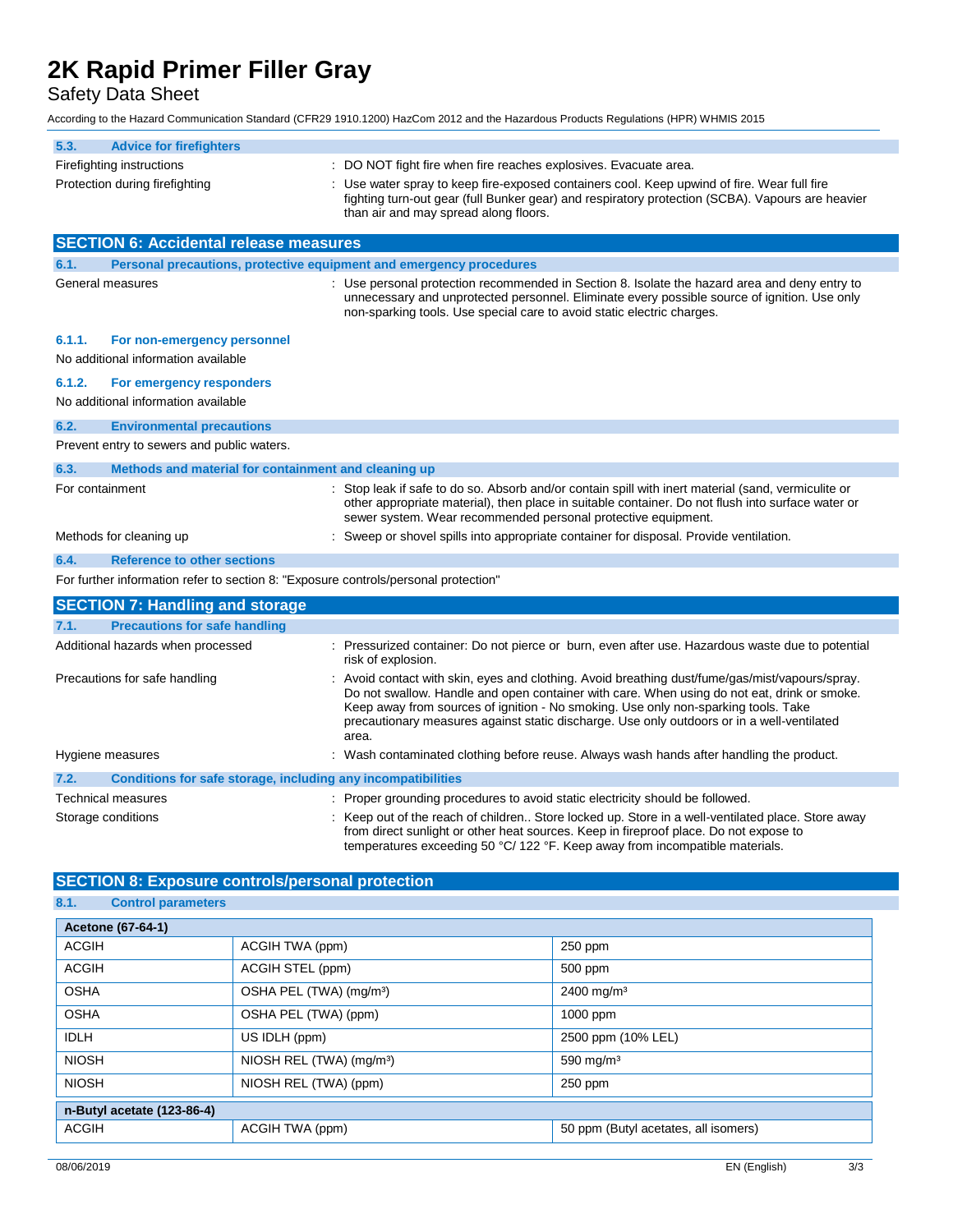### 5.3. Advice for firefighters

| | |
|---|---|
| Firefighting instructions | : DO NOT fight fire when fire reaches explosives. Evacuate area. |
| Protection during firefighting | : Use water spray to keep fire-exposed containers cool. Keep upwind of fire. Wear full fire fighting turn-out gear (full Bunker gear) and respiratory protection (SCBA). Vapours are heavier than air and may spread along floors. |

## SECTION 6: Accidental release measures

### 6.1. Personal precautions, protective equipment and emergency procedures

| | |
|---|---|
| General measures | : Use personal protection recommended in Section 8. Isolate the hazard area and deny entry to unnecessary and unprotected personnel. Eliminate every possible source of ignition. Use only non-sparking tools. Use special care to avoid static electric charges. |

#### 6.1.1. For non-emergency personnel

No additional information available

#### 6.1.2. For emergency responders

No additional information available

### 6.2. Environmental precautions

Prevent entry to sewers and public waters.

### 6.3. Methods and material for containment and cleaning up

| | |
|---|---|
| For containment | : Stop leak if safe to do so. Absorb and/or contain spill with inert material (sand, vermiculite or other appropriate material), then place in suitable container. Do not flush into surface water or sewer system. Wear recommended personal protective equipment. |
| Methods for cleaning up | : Sweep or shovel spills into appropriate container for disposal. Provide ventilation. |

### 6.4. Reference to other sections

For further information refer to section 8: "Exposure controls/personal protection"

## SECTION 7: Handling and storage

### 7.1. Precautions for safe handling

| | |
|---|---|
| Additional hazards when processed | : Pressurized container: Do not pierce or burn, even after use. Hazardous waste due to potential risk of explosion. |
| Precautions for safe handling | : Avoid contact with skin, eyes and clothing. Avoid breathing dust/fume/gas/mist/vapours/spray. Do not swallow. Handle and open container with care. When using do not eat, drink or smoke. Keep away from sources of ignition - No smoking. Use only non-sparking tools. Take precautionary measures against static discharge. Use only outdoors or in a well-ventilated area. |
| Hygiene measures | : Wash contaminated clothing before reuse. Always wash hands after handling the product. |

### 7.2. Conditions for safe storage, including any incompatibilities

| | |
|---|---|
| Technical measures | : Proper grounding procedures to avoid static electricity should be followed. |
| Storage conditions | : Keep out of the reach of children.. Store locked up. Store in a well-ventilated place. Store away from direct sunlight or other heat sources. Keep in fireproof place. Do not expose to temperatures exceeding 50 °C/ 122 °F. Keep away from incompatible materials. |

## SECTION 8: Exposure controls/personal protection

### 8.1. Control parameters

| **Acetone (67-64-1)** | | |
|---|---|---|
| ACGIH | ACGIH TWA (ppm) | 250 ppm |
| ACGIH | ACGIH STEL (ppm) | 500 ppm |
| OSHA | OSHA PEL (TWA) (mg/m³) | 2400 mg/m³ |
| OSHA | OSHA PEL (TWA) (ppm) | 1000 ppm |
| IDLH | US IDLH (ppm) | 2500 ppm (10% LEL) |
| NIOSH | NIOSH REL (TWA) (mg/m³) | 590 mg/m³ |
| NIOSH | NIOSH REL (TWA) (ppm) | 250 ppm |

| **n-Butyl acetate (123-86-4)** | | |
|---|---|---|
| ACGIH | ACGIH TWA (ppm) | 50 ppm (Butyl acetates, all isomers) |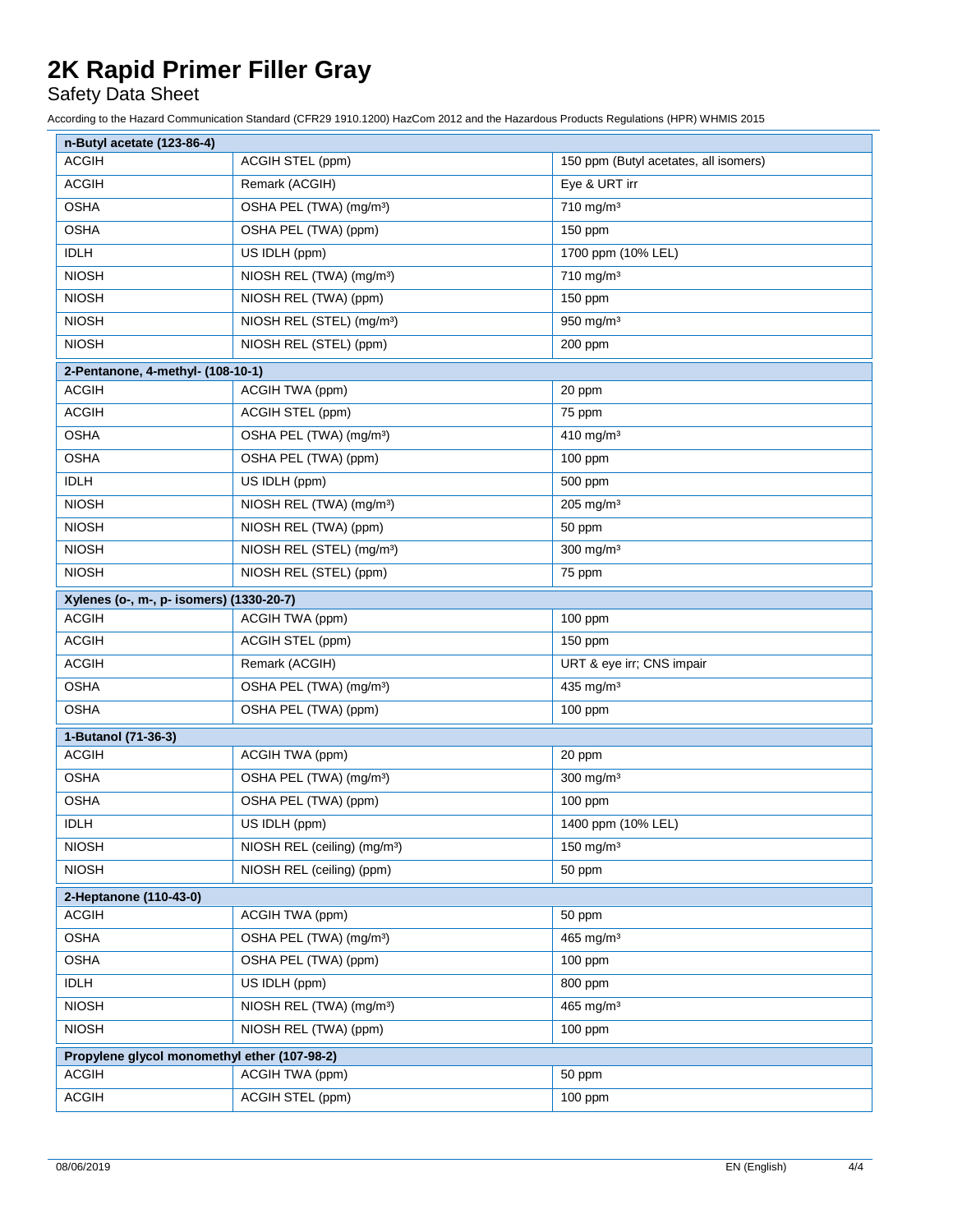| n-Butyl acetate (123-86-4) | | |
|---|---|---|
| ACGIH | ACGIH STEL (ppm) | 150 ppm (Butyl acetates, all isomers) |
| ACGIH | Remark (ACGIH) | Eye & URT irr |
| OSHA | OSHA PEL (TWA) (mg/m³) | 710 mg/m³ |
| OSHA | OSHA PEL (TWA) (ppm) | 150 ppm |
| IDLH | US IDLH (ppm) | 1700 ppm (10% LEL) |
| NIOSH | NIOSH REL (TWA) (mg/m³) | 710 mg/m³ |
| NIOSH | NIOSH REL (TWA) (ppm) | 150 ppm |
| NIOSH | NIOSH REL (STEL) (mg/m³) | 950 mg/m³ |
| NIOSH | NIOSH REL (STEL) (ppm) | 200 ppm |

| 2-Pentanone, 4-methyl- (108-10-1) | | |
|---|---|---|
| ACGIH | ACGIH TWA (ppm) | 20 ppm |
| ACGIH | ACGIH STEL (ppm) | 75 ppm |
| OSHA | OSHA PEL (TWA) (mg/m³) | 410 mg/m³ |
| OSHA | OSHA PEL (TWA) (ppm) | 100 ppm |
| IDLH | US IDLH (ppm) | 500 ppm |
| NIOSH | NIOSH REL (TWA) (mg/m³) | 205 mg/m³ |
| NIOSH | NIOSH REL (TWA) (ppm) | 50 ppm |
| NIOSH | NIOSH REL (STEL) (mg/m³) | 300 mg/m³ |
| NIOSH | NIOSH REL (STEL) (ppm) | 75 ppm |

| Xylenes (o-, m-, p- isomers) (1330-20-7) | | |
|---|---|---|
| ACGIH | ACGIH TWA (ppm) | 100 ppm |
| ACGIH | ACGIH STEL (ppm) | 150 ppm |
| ACGIH | Remark (ACGIH) | URT & eye irr; CNS impair |
| OSHA | OSHA PEL (TWA) (mg/m³) | 435 mg/m³ |
| OSHA | OSHA PEL (TWA) (ppm) | 100 ppm |

| 1-Butanol (71-36-3) | | |
|---|---|---|
| ACGIH | ACGIH TWA (ppm) | 20 ppm |
| OSHA | OSHA PEL (TWA) (mg/m³) | 300 mg/m³ |
| OSHA | OSHA PEL (TWA) (ppm) | 100 ppm |
| IDLH | US IDLH (ppm) | 1400 ppm (10% LEL) |
| NIOSH | NIOSH REL (ceiling) (mg/m³) | 150 mg/m³ |
| NIOSH | NIOSH REL (ceiling) (ppm) | 50 ppm |

| 2-Heptanone (110-43-0) | | |
|---|---|---|
| ACGIH | ACGIH TWA (ppm) | 50 ppm |
| OSHA | OSHA PEL (TWA) (mg/m³) | 465 mg/m³ |
| OSHA | OSHA PEL (TWA) (ppm) | 100 ppm |
| IDLH | US IDLH (ppm) | 800 ppm |
| NIOSH | NIOSH REL (TWA) (mg/m³) | 465 mg/m³ |
| NIOSH | NIOSH REL (TWA) (ppm) | 100 ppm |

| Propylene glycol monomethyl ether (107-98-2) | | |
|---|---|---|
| ACGIH | ACGIH TWA (ppm) | 50 ppm |
| ACGIH | ACGIH STEL (ppm) | 100 ppm |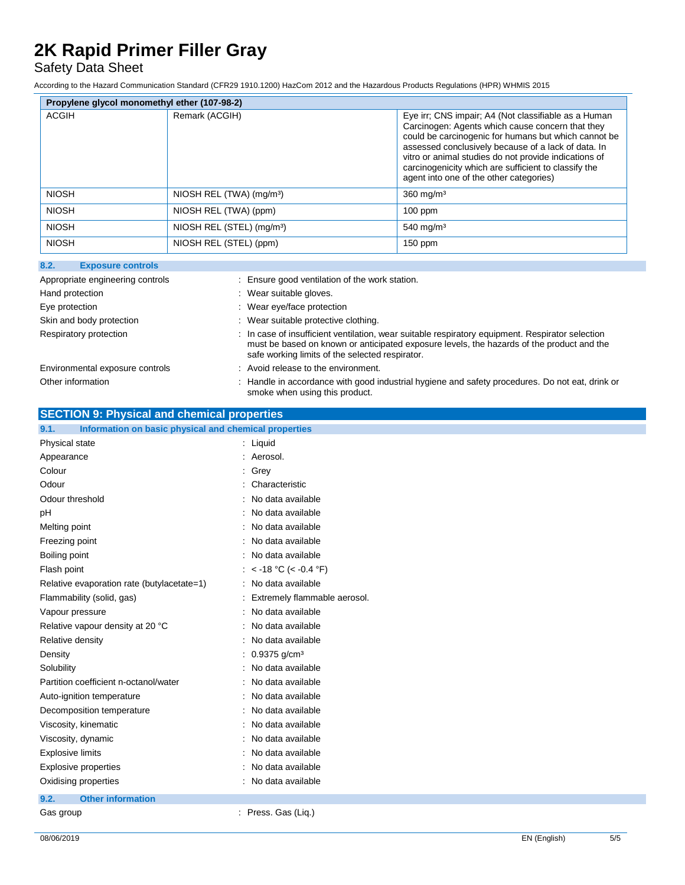| Propylene glycol monomethyl ether (107-98-2) | | |
|---|---|---|
| ACGIH | Remark (ACGIH) | Eye irr; CNS impair; A4 (Not classifiable as a Human Carcinogen: Agents which cause concern that they could be carcinogenic for humans but which cannot be assessed conclusively because of a lack of data. In vitro or animal studies do not provide indications of carcinogenicity which are sufficient to classify the agent into one of the other categories) |
| NIOSH | NIOSH REL (TWA) (mg/m³) | 360 mg/m³ |
| NIOSH | NIOSH REL (TWA) (ppm) | 100 ppm |
| NIOSH | NIOSH REL (STEL) (mg/m³) | 540 mg/m³ |
| NIOSH | NIOSH REL (STEL) (ppm) | 150 ppm |

### 8.2. Exposure controls

Appropriate engineering controls : Ensure good ventilation of the work station.

Hand protection : Wear suitable gloves.

Eye protection : Wear eye/face protection

Skin and body protection : Wear suitable protective clothing.

Respiratory protection : In case of insufficient ventilation, wear suitable respiratory equipment. Respirator selection must be based on known or anticipated exposure levels, the hazards of the product and the safe working limits of the selected respirator.

Environmental exposure controls : Avoid release to the environment.

Other information : Handle in accordance with good industrial hygiene and safety procedures. Do not eat, drink or smoke when using this product.

## SECTION 9: Physical and chemical properties

### 9.1. Information on basic physical and chemical properties

Physical state : Liquid

Appearance : Aerosol.

Colour : Grey

Odour : Characteristic

Odour threshold : No data available

pH : No data available

Melting point : No data available

Freezing point : No data available

Boiling point : No data available

Flash point : < -18 °C (< -0.4 °F)

Relative evaporation rate (butylacetate=1) : No data available

Flammability (solid, gas) : Extremely flammable aerosol.

Vapour pressure : No data available

Relative vapour density at 20 °C : No data available

Relative density : No data available

Density : 0.9375 g/cm³

Solubility : No data available

Partition coefficient n-octanol/water : No data available

Auto-ignition temperature : No data available

Decomposition temperature : No data available

Viscosity, kinematic : No data available

Viscosity, dynamic : No data available

Explosive limits : No data available

Explosive properties : No data available

Oxidising properties : No data available

### 9.2. Other information

Gas group : Press. Gas (Liq.)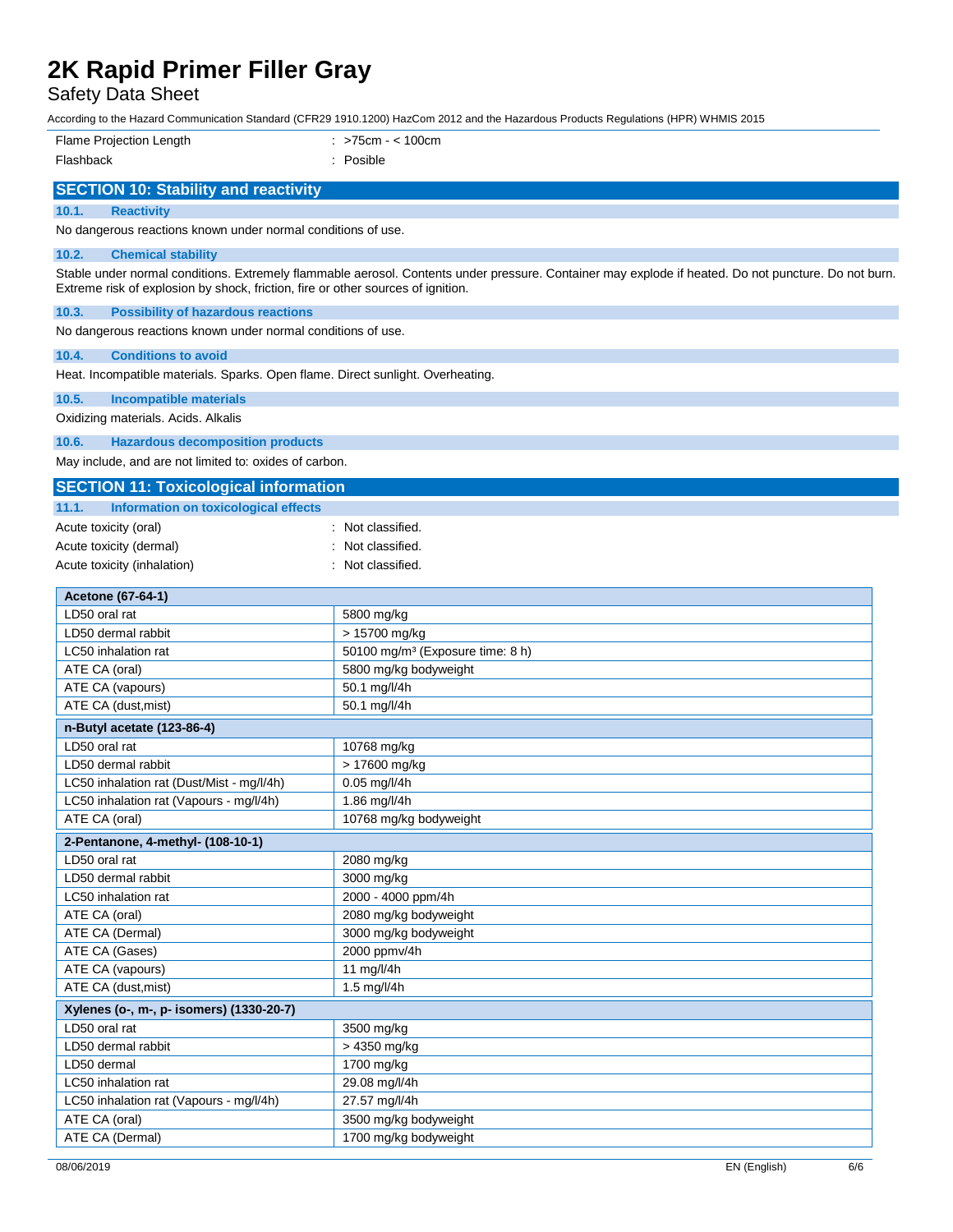| | |
|---|---|
| Flame Projection Length | : >75cm - < 100cm |
| Flashback | : Posible |

## SECTION 10: Stability and reactivity

### 10.1. Reactivity

No dangerous reactions known under normal conditions of use.

### 10.2. Chemical stability

Stable under normal conditions. Extremely flammable aerosol. Contents under pressure. Container may explode if heated. Do not puncture. Do not burn. Extreme risk of explosion by shock, friction, fire or other sources of ignition.

### 10.3. Possibility of hazardous reactions

No dangerous reactions known under normal conditions of use.

### 10.4. Conditions to avoid

Heat. Incompatible materials. Sparks. Open flame. Direct sunlight. Overheating.

### 10.5. Incompatible materials

Oxidizing materials. Acids. Alkalis

### 10.6. Hazardous decomposition products

May include, and are not limited to: oxides of carbon.

## SECTION 11: Toxicological information

### 11.1. Information on toxicological effects

| | |
|---|---|
| Acute toxicity (oral) | : Not classified. |
| Acute toxicity (dermal) | : Not classified. |
| Acute toxicity (inhalation) | : Not classified. |

| **Acetone (67-64-1)** | |
|---|---|
| LD50 oral rat | 5800 mg/kg |
| LD50 dermal rabbit | > 15700 mg/kg |
| LC50 inhalation rat | 50100 mg/m³ (Exposure time: 8 h) |
| ATE CA (oral) | 5800 mg/kg bodyweight |
| ATE CA (vapours) | 50.1 mg/l/4h |
| ATE CA (dust,mist) | 50.1 mg/l/4h |
| **n-Butyl acetate (123-86-4)** | |
| LD50 oral rat | 10768 mg/kg |
| LD50 dermal rabbit | > 17600 mg/kg |
| LC50 inhalation rat (Dust/Mist - mg/l/4h) | 0.05 mg/l/4h |
| LC50 inhalation rat (Vapours - mg/l/4h) | 1.86 mg/l/4h |
| ATE CA (oral) | 10768 mg/kg bodyweight |
| **2-Pentanone, 4-methyl- (108-10-1)** | |
| LD50 oral rat | 2080 mg/kg |
| LD50 dermal rabbit | 3000 mg/kg |
| LC50 inhalation rat | 2000 - 4000 ppm/4h |
| ATE CA (oral) | 2080 mg/kg bodyweight |
| ATE CA (Dermal) | 3000 mg/kg bodyweight |
| ATE CA (Gases) | 2000 ppmv/4h |
| ATE CA (vapours) | 11 mg/l/4h |
| ATE CA (dust,mist) | 1.5 mg/l/4h |
| **Xylenes (o-, m-, p- isomers) (1330-20-7)** | |
| LD50 oral rat | 3500 mg/kg |
| LD50 dermal rabbit | > 4350 mg/kg |
| LD50 dermal | 1700 mg/kg |
| LC50 inhalation rat | 29.08 mg/l/4h |
| LC50 inhalation rat (Vapours - mg/l/4h) | 27.57 mg/l/4h |
| ATE CA (oral) | 3500 mg/kg bodyweight |
| ATE CA (Dermal) | 1700 mg/kg bodyweight |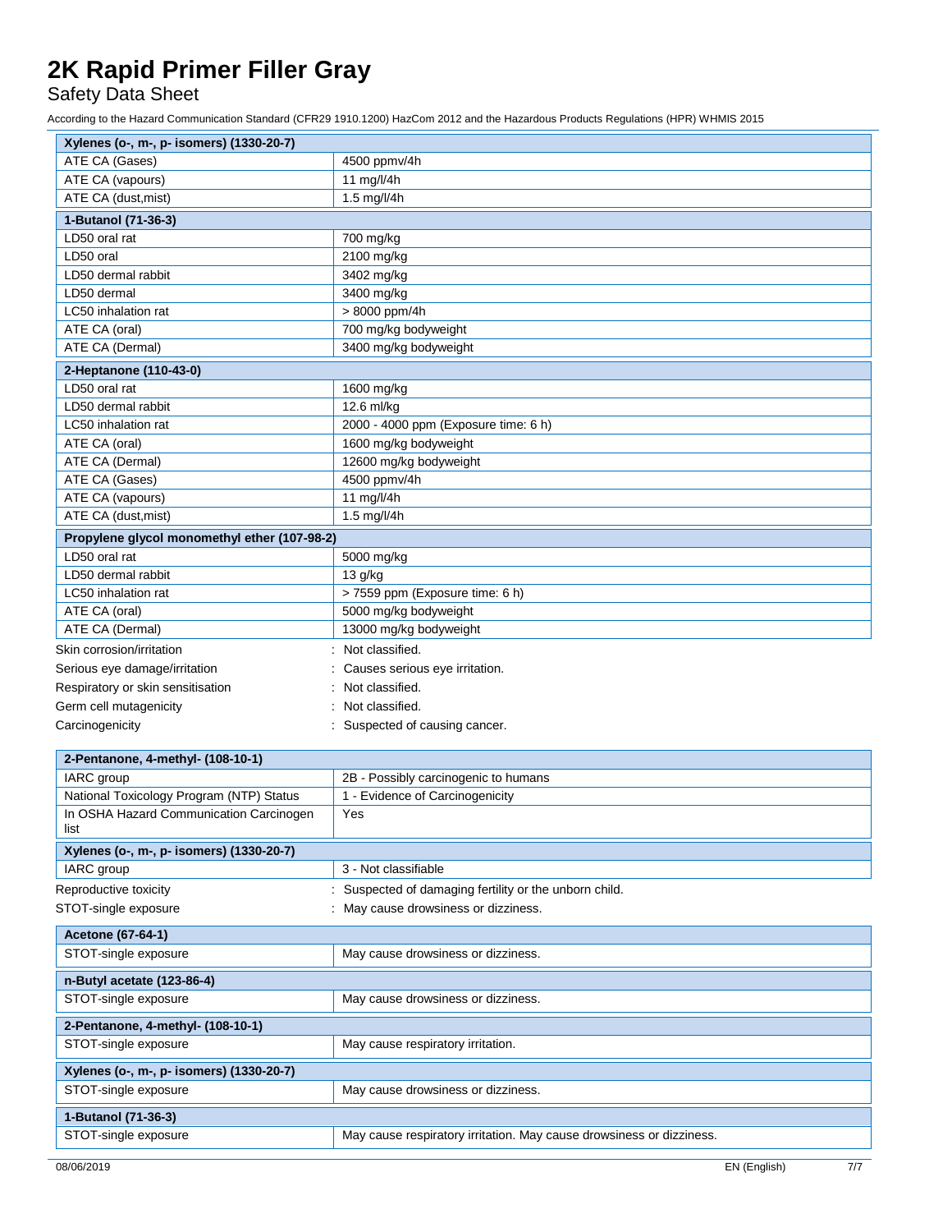| Xylenes (o-, m-, p- isomers) (1330-20-7) | |
|---|---|
| ATE CA (Gases) | 4500 ppmv/4h |
| ATE CA (vapours) | 11 mg/l/4h |
| ATE CA (dust,mist) | 1.5 mg/l/4h |

| 1-Butanol (71-36-3) | |
|---|---|
| LD50 oral rat | 700 mg/kg |
| LD50 oral | 2100 mg/kg |
| LD50 dermal rabbit | 3402 mg/kg |
| LD50 dermal | 3400 mg/kg |
| LC50 inhalation rat | > 8000 ppm/4h |
| ATE CA (oral) | 700 mg/kg bodyweight |
| ATE CA (Dermal) | 3400 mg/kg bodyweight |

| 2-Heptanone (110-43-0) | |
|---|---|
| LD50 oral rat | 1600 mg/kg |
| LD50 dermal rabbit | 12.6 ml/kg |
| LC50 inhalation rat | 2000 - 4000 ppm (Exposure time: 6 h) |
| ATE CA (oral) | 1600 mg/kg bodyweight |
| ATE CA (Dermal) | 12600 mg/kg bodyweight |
| ATE CA (Gases) | 4500 ppmv/4h |
| ATE CA (vapours) | 11 mg/l/4h |
| ATE CA (dust,mist) | 1.5 mg/l/4h |

| Propylene glycol monomethyl ether (107-98-2) | |
|---|---|
| LD50 oral rat | 5000 mg/kg |
| LD50 dermal rabbit | 13 g/kg |
| LC50 inhalation rat | > 7559 ppm (Exposure time: 6 h) |
| ATE CA (oral) | 5000 mg/kg bodyweight |
| ATE CA (Dermal) | 13000 mg/kg bodyweight |

Skin corrosion/irritation : Not classified.

Serious eye damage/irritation : Causes serious eye irritation.

Respiratory or skin sensitisation : Not classified.

Germ cell mutagenicity : Not classified.

Carcinogenicity : Suspected of causing cancer.

| 2-Pentanone, 4-methyl- (108-10-1) | |
|---|---|
| IARC group | 2B - Possibly carcinogenic to humans |
| National Toxicology Program (NTP) Status | 1 - Evidence of Carcinogenicity |
| In OSHA Hazard Communication Carcinogen list | Yes |

| Xylenes (o-, m-, p- isomers) (1330-20-7) | |
|---|---|
| IARC group | 3 - Not classifiable |

Reproductive toxicity : Suspected of damaging fertility or the unborn child.

STOT-single exposure : May cause drowsiness or dizziness.

| Acetone (67-64-1) | |
|---|---|
| STOT-single exposure | May cause drowsiness or dizziness. |

| n-Butyl acetate (123-86-4) | |
|---|---|
| STOT-single exposure | May cause drowsiness or dizziness. |

| 2-Pentanone, 4-methyl- (108-10-1) | |
|---|---|
| STOT-single exposure | May cause respiratory irritation. |

| Xylenes (o-, m-, p- isomers) (1330-20-7) | |
|---|---|
| STOT-single exposure | May cause drowsiness or dizziness. |

| 1-Butanol (71-36-3) | |
|---|---|
| STOT-single exposure | May cause respiratory irritation. May cause drowsiness or dizziness. |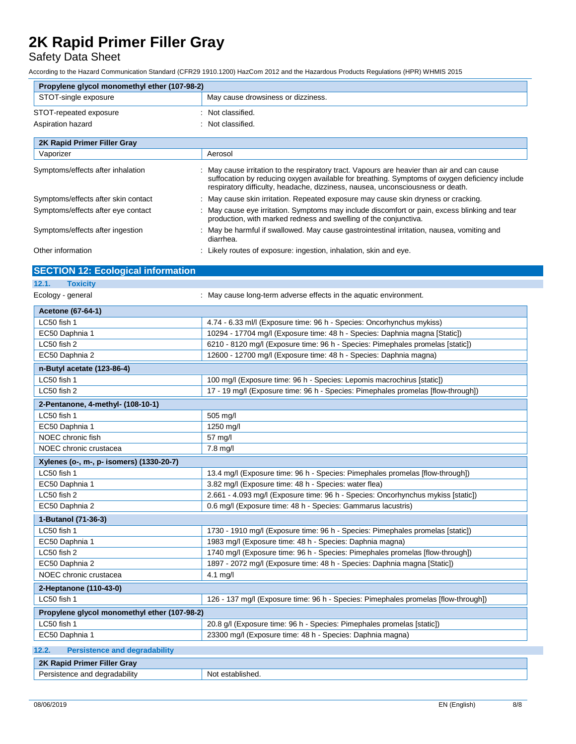| Propylene glycol monomethyl ether (107-98-2) | |
|---|---|
| STOT-single exposure | May cause drowsiness or dizziness. |

STOT-repeated exposure : Not classified.

Aspiration hazard : Not classified.

| 2K Rapid Primer Filler Gray | |
|---|---|
| Vaporizer | Aerosol |

Symptoms/effects after inhalation : May cause irritation to the respiratory tract. Vapours are heavier than air and can cause suffocation by reducing oxygen available for breathing. Symptoms of oxygen deficiency include respiratory difficulty, headache, dizziness, nausea, unconsciousness or death.

Symptoms/effects after skin contact : May cause skin irritation. Repeated exposure may cause skin dryness or cracking.

Symptoms/effects after eye contact : May cause eye irritation. Symptoms may include discomfort or pain, excess blinking and tear production, with marked redness and swelling of the conjunctiva.

Symptoms/effects after ingestion : May be harmful if swallowed. May cause gastrointestinal irritation, nausea, vomiting and diarrhea.

Other information : Likely routes of exposure: ingestion, inhalation, skin and eye.

## SECTION 12: Ecological information

### 12.1. Toxicity

Ecology - general : May cause long-term adverse effects in the aquatic environment.

| Acetone (67-64-1) | |
|---|---|
| LC50 fish 1 | 4.74 - 6.33 ml/l (Exposure time: 96 h - Species: Oncorhynchus mykiss) |
| EC50 Daphnia 1 | 10294 - 17704 mg/l (Exposure time: 48 h - Species: Daphnia magna [Static]) |
| LC50 fish 2 | 6210 - 8120 mg/l (Exposure time: 96 h - Species: Pimephales promelas [static]) |
| EC50 Daphnia 2 | 12600 - 12700 mg/l (Exposure time: 48 h - Species: Daphnia magna) |

| n-Butyl acetate (123-86-4) | |
|---|---|
| LC50 fish 1 | 100 mg/l (Exposure time: 96 h - Species: Lepomis macrochirus [static]) |
| LC50 fish 2 | 17 - 19 mg/l (Exposure time: 96 h - Species: Pimephales promelas [flow-through]) |

| 2-Pentanone, 4-methyl- (108-10-1) | |
|---|---|
| LC50 fish 1 | 505 mg/l |
| EC50 Daphnia 1 | 1250 mg/l |
| NOEC chronic fish | 57 mg/l |
| NOEC chronic crustacea | 7.8 mg/l |

| Xylenes (o-, m-, p- isomers) (1330-20-7) | |
|---|---|
| LC50 fish 1 | 13.4 mg/l (Exposure time: 96 h - Species: Pimephales promelas [flow-through]) |
| EC50 Daphnia 1 | 3.82 mg/l (Exposure time: 48 h - Species: water flea) |
| LC50 fish 2 | 2.661 - 4.093 mg/l (Exposure time: 96 h - Species: Oncorhynchus mykiss [static]) |
| EC50 Daphnia 2 | 0.6 mg/l (Exposure time: 48 h - Species: Gammarus lacustris) |

| 1-Butanol (71-36-3) | |
|---|---|
| LC50 fish 1 | 1730 - 1910 mg/l (Exposure time: 96 h - Species: Pimephales promelas [static]) |
| EC50 Daphnia 1 | 1983 mg/l (Exposure time: 48 h - Species: Daphnia magna) |
| LC50 fish 2 | 1740 mg/l (Exposure time: 96 h - Species: Pimephales promelas [flow-through]) |
| EC50 Daphnia 2 | 1897 - 2072 mg/l (Exposure time: 48 h - Species: Daphnia magna [Static]) |
| NOEC chronic crustacea | 4.1 mg/l |

| 2-Heptanone (110-43-0) | |
|---|---|
| LC50 fish 1 | 126 - 137 mg/l (Exposure time: 96 h - Species: Pimephales promelas [flow-through]) |

| Propylene glycol monomethyl ether (107-98-2) | |
|---|---|
| LC50 fish 1 | 20.8 g/l (Exposure time: 96 h - Species: Pimephales promelas [static]) |
| EC50 Daphnia 1 | 23300 mg/l (Exposure time: 48 h - Species: Daphnia magna) |

### 12.2. Persistence and degradability

| 2K Rapid Primer Filler Gray | |
|---|---|
| Persistence and degradability | Not established. |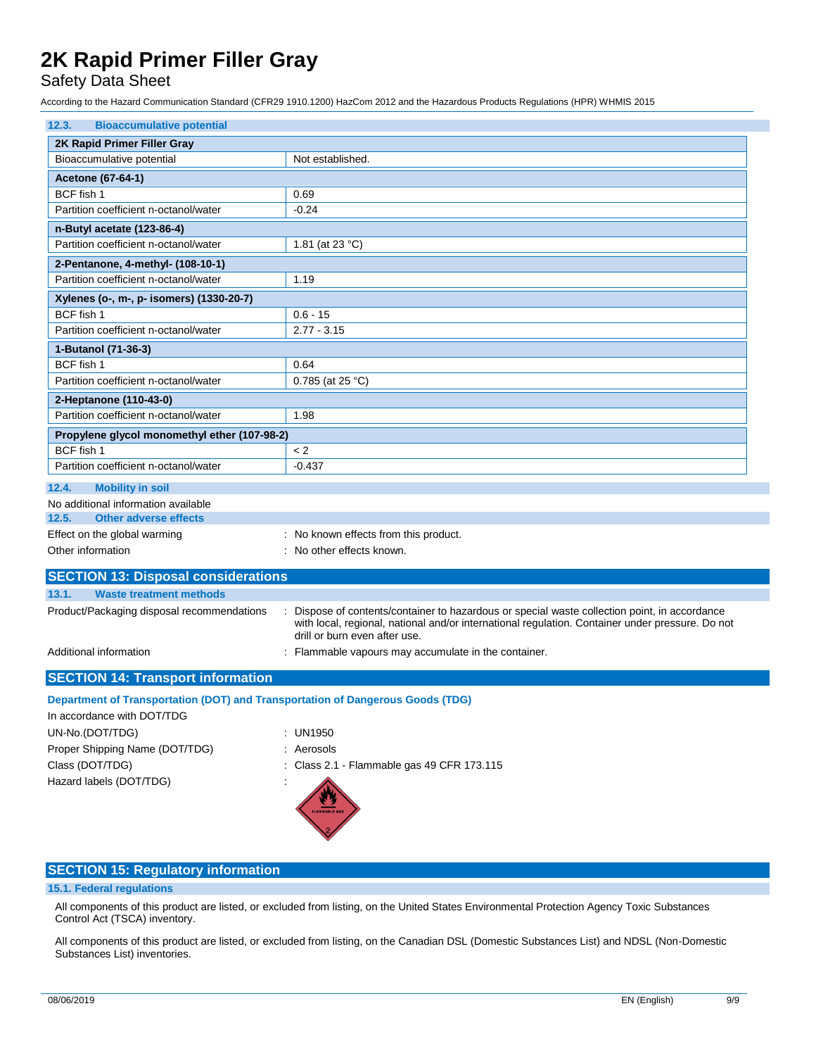### 12.3. Bioaccumulative potential

| 2K Rapid Primer Filler Gray | |
|---|---|
| Bioaccumulative potential | Not established. |
| **Acetone (67-64-1)** | |
| BCF fish 1 | 0.69 |
| Partition coefficient n-octanol/water | -0.24 |
| **n-Butyl acetate (123-86-4)** | |
| Partition coefficient n-octanol/water | 1.81 (at 23 °C) |
| **2-Pentanone, 4-methyl- (108-10-1)** | |
| Partition coefficient n-octanol/water | 1.19 |
| **Xylenes (o-, m-, p- isomers) (1330-20-7)** | |
| BCF fish 1 | 0.6 - 15 |
| Partition coefficient n-octanol/water | 2.77 - 3.15 |
| **1-Butanol (71-36-3)** | |
| BCF fish 1 | 0.64 |
| Partition coefficient n-octanol/water | 0.785 (at 25 °C) |
| **2-Heptanone (110-43-0)** | |
| Partition coefficient n-octanol/water | 1.98 |
| **Propylene glycol monomethyl ether (107-98-2)** | |
| BCF fish 1 | < 2 |
| Partition coefficient n-octanol/water | -0.437 |

### 12.4. Mobility in soil

No additional information available

### 12.5. Other adverse effects

Effect on the global warming : No known effects from this product.

Other information : No other effects known.

## SECTION 13: Disposal considerations

### 13.1. Waste treatment methods

Product/Packaging disposal recommendations : Dispose of contents/container to hazardous or special waste collection point, in accordance with local, regional, national and/or international regulation. Container under pressure. Do not drill or burn even after use.

Additional information : Flammable vapours may accumulate in the container.

## SECTION 14: Transport information

**Department of Transportation (DOT) and Transportation of Dangerous Goods (TDG)**

In accordance with DOT/TDG

UN-No.(DOT/TDG) : UN1950

Proper Shipping Name (DOT/TDG) : Aerosols

Class (DOT/TDG) : Class 2.1 - Flammable gas 49 CFR 173.115

Hazard labels (DOT/TDG) :

## SECTION 15: Regulatory information

### 15.1. Federal regulations

All components of this product are listed, or excluded from listing, on the United States Environmental Protection Agency Toxic Substances Control Act (TSCA) inventory.

All components of this product are listed, or excluded from listing, on the Canadian DSL (Domestic Substances List) and NDSL (Non-Domestic Substances List) inventories.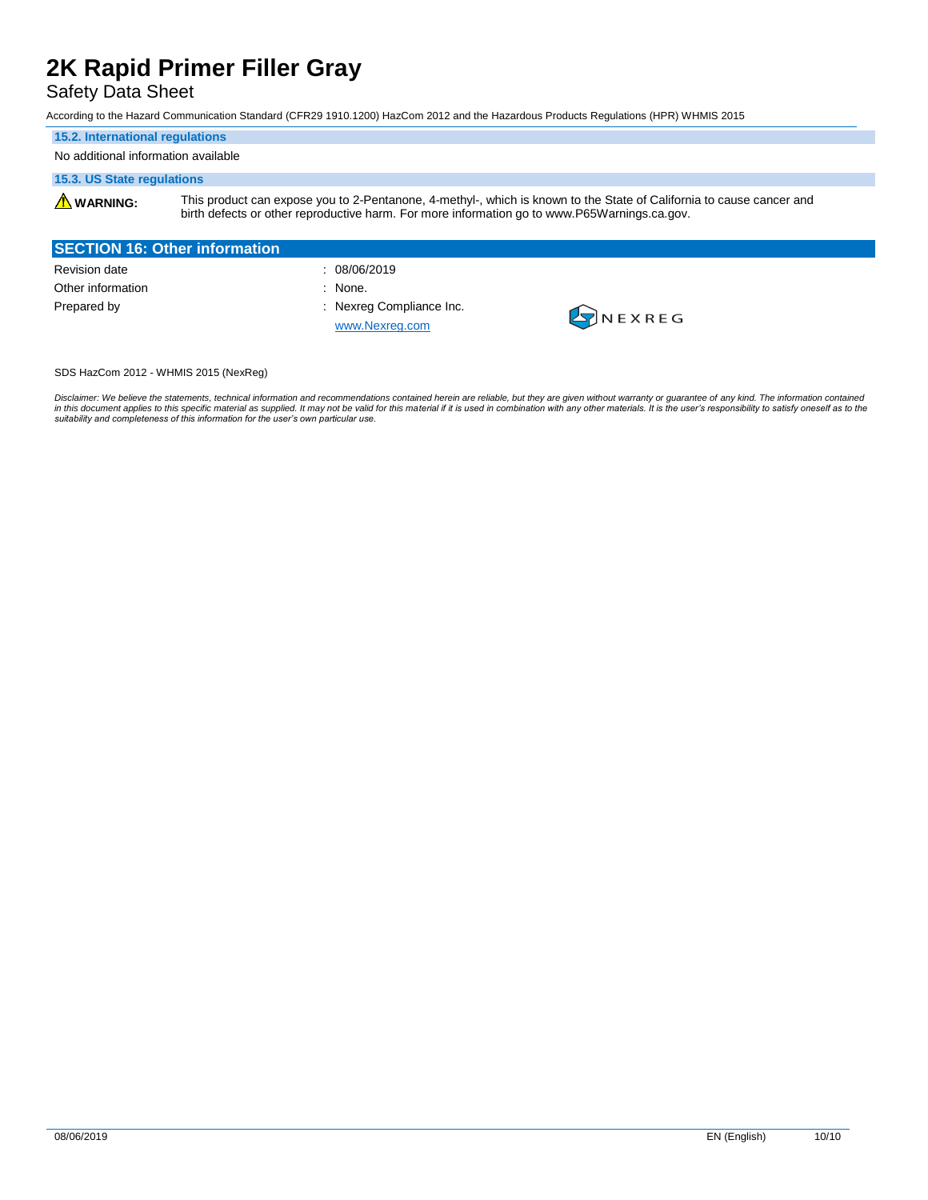### 15.2. International regulations

No additional information available

### 15.3. US State regulations

⚠ **WARNING:** This product can expose you to 2-Pentanone, 4-methyl-, which is known to the State of California to cause cancer and birth defects or other reproductive harm. For more information go to www.P65Warnings.ca.gov.

## SECTION 16: Other information

Revision date : 08/06/2019

Other information : None.

Prepared by : Nexreg Compliance Inc.
www.Nexreg.com

NEXREG

SDS HazCom 2012 - WHMIS 2015 (NexReg)

*Disclaimer: We believe the statements, technical information and recommendations contained herein are reliable, but they are given without warranty or guarantee of any kind. The information contained in this document applies to this specific material as supplied. It may not be valid for this material if it is used in combination with any other materials. It is the user's responsibility to satisfy oneself as to the suitability and completeness of this information for the user's own particular use.*